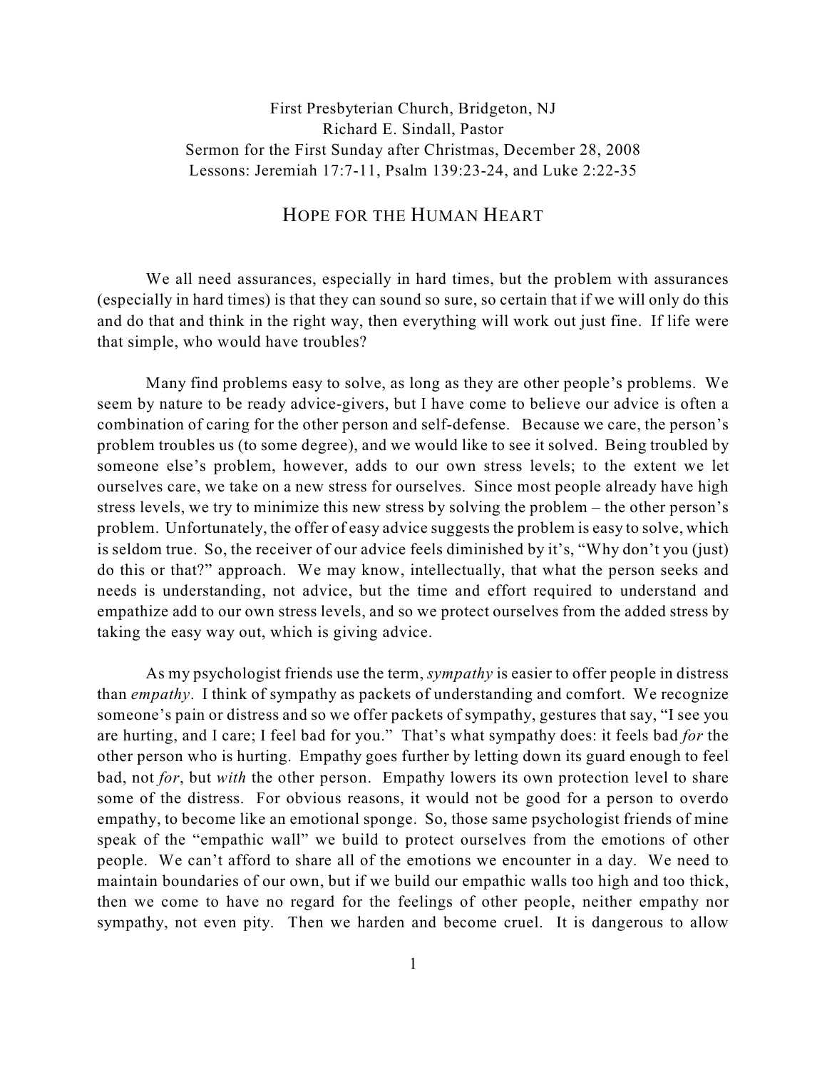First Presbyterian Church, Bridgeton, NJ
Richard E. Sindall, Pastor
Sermon for the First Sunday after Christmas, December 28, 2008
Lessons: Jeremiah 17:7-11, Psalm 139:23-24, and Luke 2:22-35

# HOPE FOR THE HUMAN HEART

We all need assurances, especially in hard times, but the problem with assurances (especially in hard times) is that they can sound so sure, so certain that if we will only do this and do that and think in the right way, then everything will work out just fine. If life were that simple, who would have troubles?

Many find problems easy to solve, as long as they are other people's problems. We seem by nature to be ready advice-givers, but I have come to believe our advice is often a combination of caring for the other person and self-defense. Because we care, the person's problem troubles us (to some degree), and we would like to see it solved. Being troubled by someone else's problem, however, adds to our own stress levels; to the extent we let ourselves care, we take on a new stress for ourselves. Since most people already have high stress levels, we try to minimize this new stress by solving the problem – the other person's problem. Unfortunately, the offer of easy advice suggests the problem is easy to solve, which is seldom true. So, the receiver of our advice feels diminished by it's, "Why don't you (just) do this or that?" approach. We may know, intellectually, that what the person seeks and needs is understanding, not advice, but the time and effort required to understand and empathize add to our own stress levels, and so we protect ourselves from the added stress by taking the easy way out, which is giving advice.

As my psychologist friends use the term, *sympathy* is easier to offer people in distress than *empathy*. I think of sympathy as packets of understanding and comfort. We recognize someone's pain or distress and so we offer packets of sympathy, gestures that say, "I see you are hurting, and I care; I feel bad for you." That's what sympathy does: it feels bad *for* the other person who is hurting. Empathy goes further by letting down its guard enough to feel bad, not *for*, but *with* the other person. Empathy lowers its own protection level to share some of the distress. For obvious reasons, it would not be good for a person to overdo empathy, to become like an emotional sponge. So, those same psychologist friends of mine speak of the "empathic wall" we build to protect ourselves from the emotions of other people. We can't afford to share all of the emotions we encounter in a day. We need to maintain boundaries of our own, but if we build our empathic walls too high and too thick, then we come to have no regard for the feelings of other people, neither empathy nor sympathy, not even pity. Then we harden and become cruel. It is dangerous to allow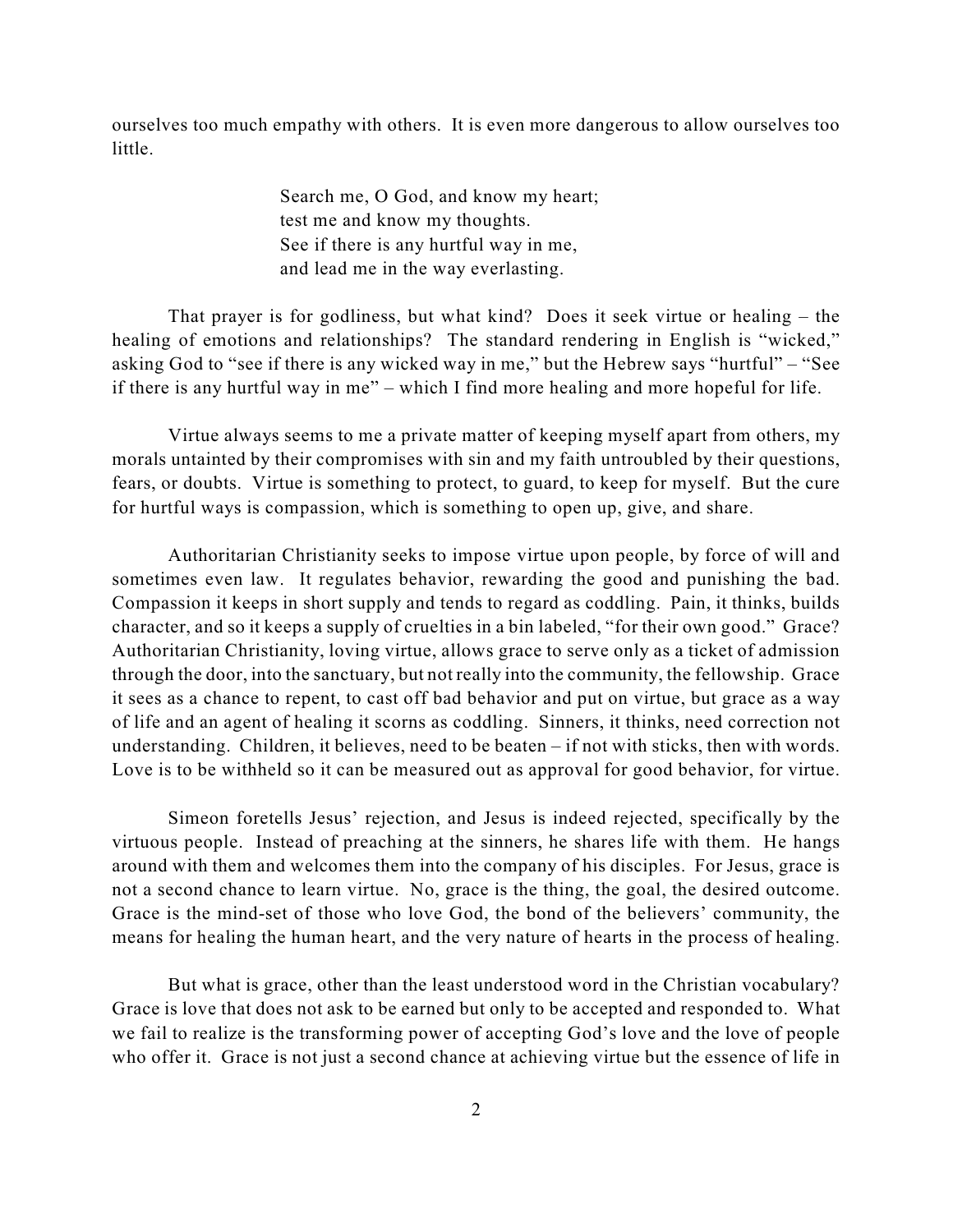ourselves too much empathy with others. It is even more dangerous to allow ourselves too little.

> Search me, O God, and know my heart;
> test me and know my thoughts.
> See if there is any hurtful way in me,
> and lead me in the way everlasting.

That prayer is for godliness, but what kind? Does it seek virtue or healing – the healing of emotions and relationships? The standard rendering in English is "wicked," asking God to "see if there is any wicked way in me," but the Hebrew says "hurtful" – "See if there is any hurtful way in me" – which I find more healing and more hopeful for life.

Virtue always seems to me a private matter of keeping myself apart from others, my morals untainted by their compromises with sin and my faith untroubled by their questions, fears, or doubts. Virtue is something to protect, to guard, to keep for myself. But the cure for hurtful ways is compassion, which is something to open up, give, and share.

Authoritarian Christianity seeks to impose virtue upon people, by force of will and sometimes even law. It regulates behavior, rewarding the good and punishing the bad. Compassion it keeps in short supply and tends to regard as coddling. Pain, it thinks, builds character, and so it keeps a supply of cruelties in a bin labeled, "for their own good." Grace? Authoritarian Christianity, loving virtue, allows grace to serve only as a ticket of admission through the door, into the sanctuary, but not really into the community, the fellowship. Grace it sees as a chance to repent, to cast off bad behavior and put on virtue, but grace as a way of life and an agent of healing it scorns as coddling. Sinners, it thinks, need correction not understanding. Children, it believes, need to be beaten – if not with sticks, then with words. Love is to be withheld so it can be measured out as approval for good behavior, for virtue.

Simeon foretells Jesus' rejection, and Jesus is indeed rejected, specifically by the virtuous people. Instead of preaching at the sinners, he shares life with them. He hangs around with them and welcomes them into the company of his disciples. For Jesus, grace is not a second chance to learn virtue. No, grace is the thing, the goal, the desired outcome. Grace is the mind-set of those who love God, the bond of the believers' community, the means for healing the human heart, and the very nature of hearts in the process of healing.

But what is grace, other than the least understood word in the Christian vocabulary? Grace is love that does not ask to be earned but only to be accepted and responded to. What we fail to realize is the transforming power of accepting God's love and the love of people who offer it. Grace is not just a second chance at achieving virtue but the essence of life in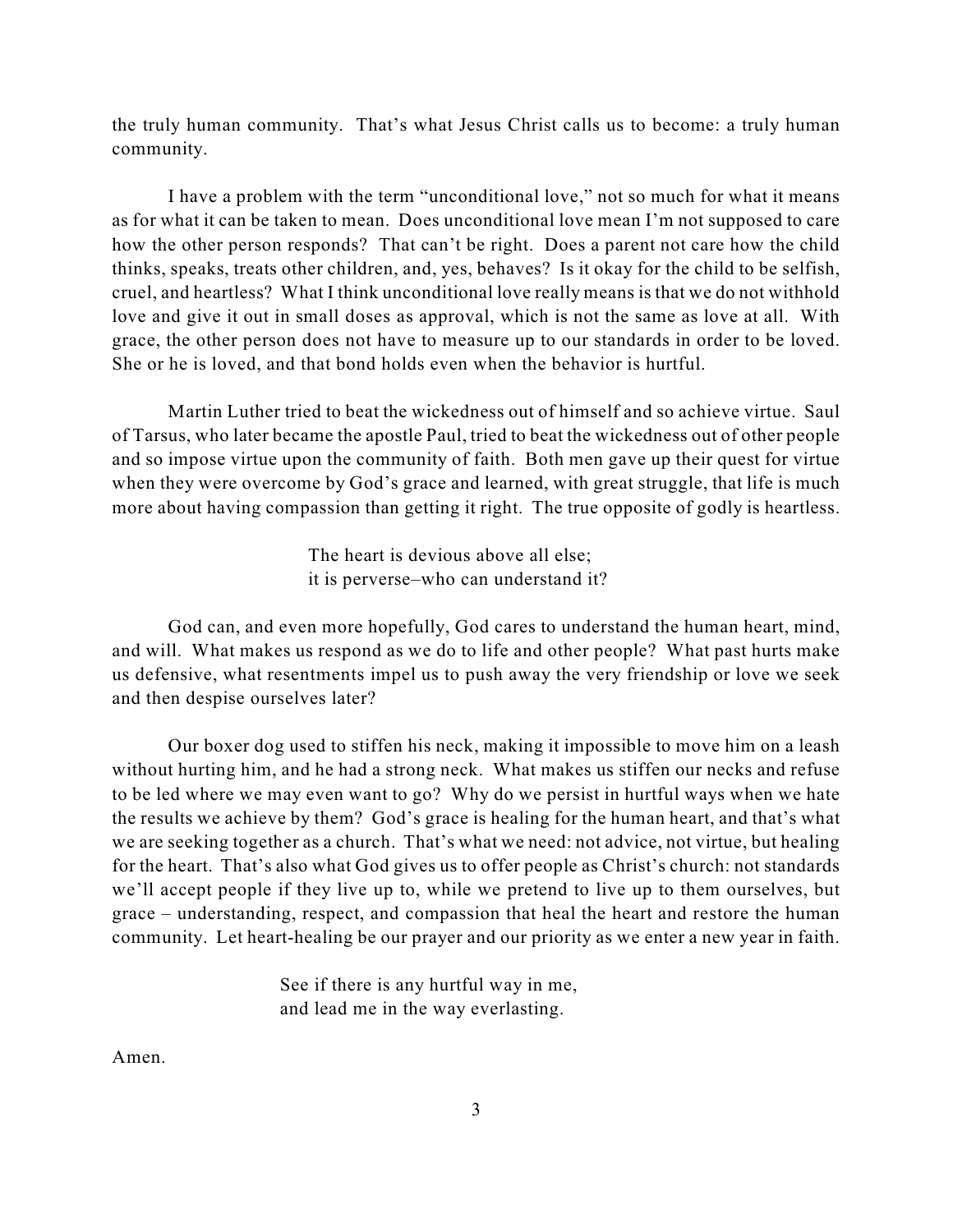the truly human community. That's what Jesus Christ calls us to become: a truly human community.

I have a problem with the term "unconditional love," not so much for what it means as for what it can be taken to mean. Does unconditional love mean I'm not supposed to care how the other person responds? That can't be right. Does a parent not care how the child thinks, speaks, treats other children, and, yes, behaves? Is it okay for the child to be selfish, cruel, and heartless? What I think unconditional love really means is that we do not withhold love and give it out in small doses as approval, which is not the same as love at all. With grace, the other person does not have to measure up to our standards in order to be loved. She or he is loved, and that bond holds even when the behavior is hurtful.

Martin Luther tried to beat the wickedness out of himself and so achieve virtue. Saul of Tarsus, who later became the apostle Paul, tried to beat the wickedness out of other people and so impose virtue upon the community of faith. Both men gave up their quest for virtue when they were overcome by God's grace and learned, with great struggle, that life is much more about having compassion than getting it right. The true opposite of godly is heartless.

> The heart is devious above all else;
> it is perverse–who can understand it?

God can, and even more hopefully, God cares to understand the human heart, mind, and will. What makes us respond as we do to life and other people? What past hurts make us defensive, what resentments impel us to push away the very friendship or love we seek and then despise ourselves later?

Our boxer dog used to stiffen his neck, making it impossible to move him on a leash without hurting him, and he had a strong neck. What makes us stiffen our necks and refuse to be led where we may even want to go? Why do we persist in hurtful ways when we hate the results we achieve by them? God's grace is healing for the human heart, and that's what we are seeking together as a church. That's what we need: not advice, not virtue, but healing for the heart. That's also what God gives us to offer people as Christ's church: not standards we'll accept people if they live up to, while we pretend to live up to them ourselves, but grace – understanding, respect, and compassion that heal the heart and restore the human community. Let heart-healing be our prayer and our priority as we enter a new year in faith.

> See if there is any hurtful way in me,
> and lead me in the way everlasting.

Amen.